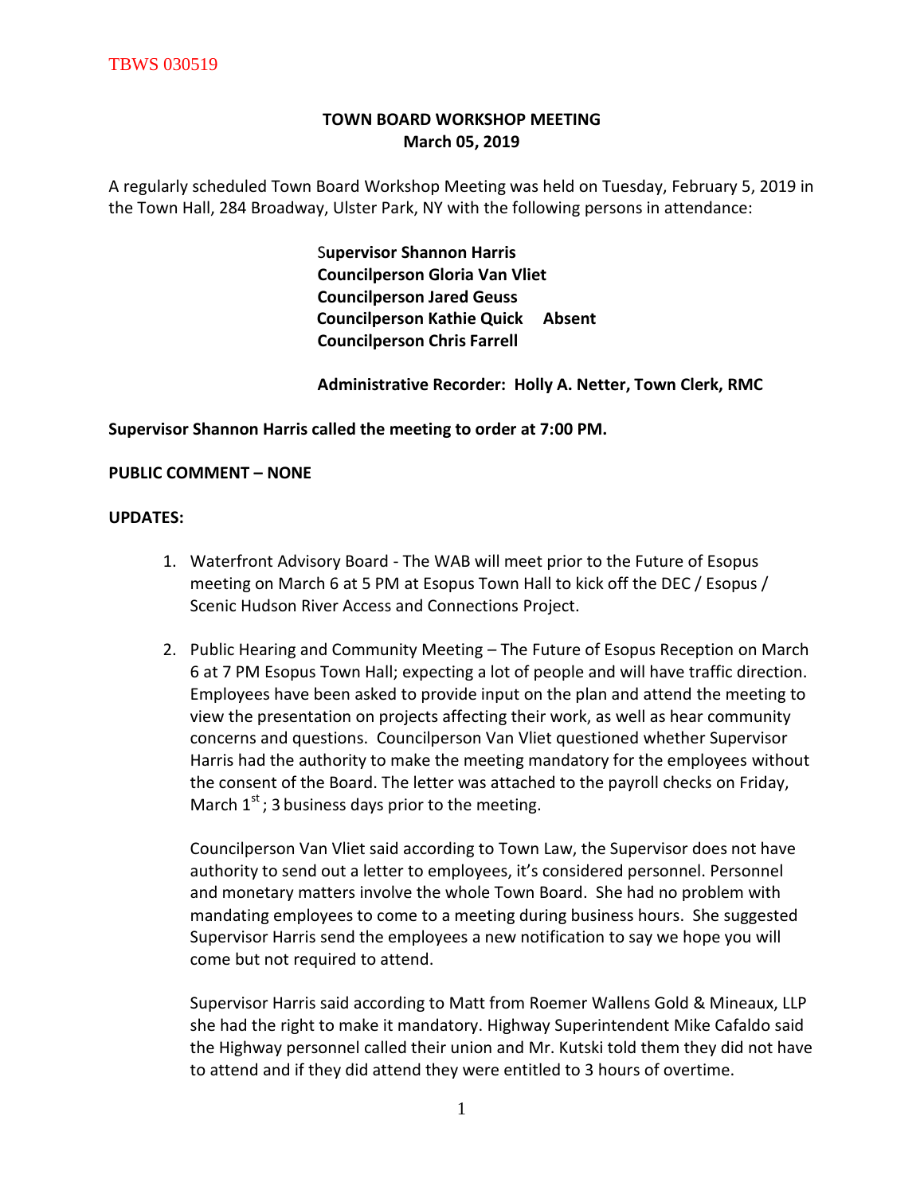TBWS 030519

# TOWN BOARD WORKSHOP MEETING
## March 05, 2019

A regularly scheduled Town Board Workshop Meeting was held on Tuesday, February 5, 2019 in the Town Hall, 284 Broadway, Ulster Park, NY with the following persons in attendance:

**Supervisor Shannon Harris**
**Councilperson Gloria Van Vliet**
**Councilperson Jared Geuss**
**Councilperson Kathie Quick Absent**
**Councilperson Chris Farrell**

**Administrative Recorder: Holly A. Netter, Town Clerk, RMC**

**Supervisor Shannon Harris called the meeting to order at 7:00 PM.**

**PUBLIC COMMENT – NONE**

**UPDATES:**

1. Waterfront Advisory Board - The WAB will meet prior to the Future of Esopus meeting on March 6 at 5 PM at Esopus Town Hall to kick off the DEC / Esopus / Scenic Hudson River Access and Connections Project.

2. Public Hearing and Community Meeting – The Future of Esopus Reception on March 6 at 7 PM Esopus Town Hall; expecting a lot of people and will have traffic direction. Employees have been asked to provide input on the plan and attend the meeting to view the presentation on projects affecting their work, as well as hear community concerns and questions. Councilperson Van Vliet questioned whether Supervisor Harris had the authority to make the meeting mandatory for the employees without the consent of the Board. The letter was attached to the payroll checks on Friday, March 1st; 3 business days prior to the meeting.

   Councilperson Van Vliet said according to Town Law, the Supervisor does not have authority to send out a letter to employees, it's considered personnel. Personnel and monetary matters involve the whole Town Board. She had no problem with mandating employees to come to a meeting during business hours. She suggested Supervisor Harris send the employees a new notification to say we hope you will come but not required to attend.

   Supervisor Harris said according to Matt from Roemer Wallens Gold & Mineaux, LLP she had the right to make it mandatory. Highway Superintendent Mike Cafaldo said the Highway personnel called their union and Mr. Kutski told them they did not have to attend and if they did attend they were entitled to 3 hours of overtime.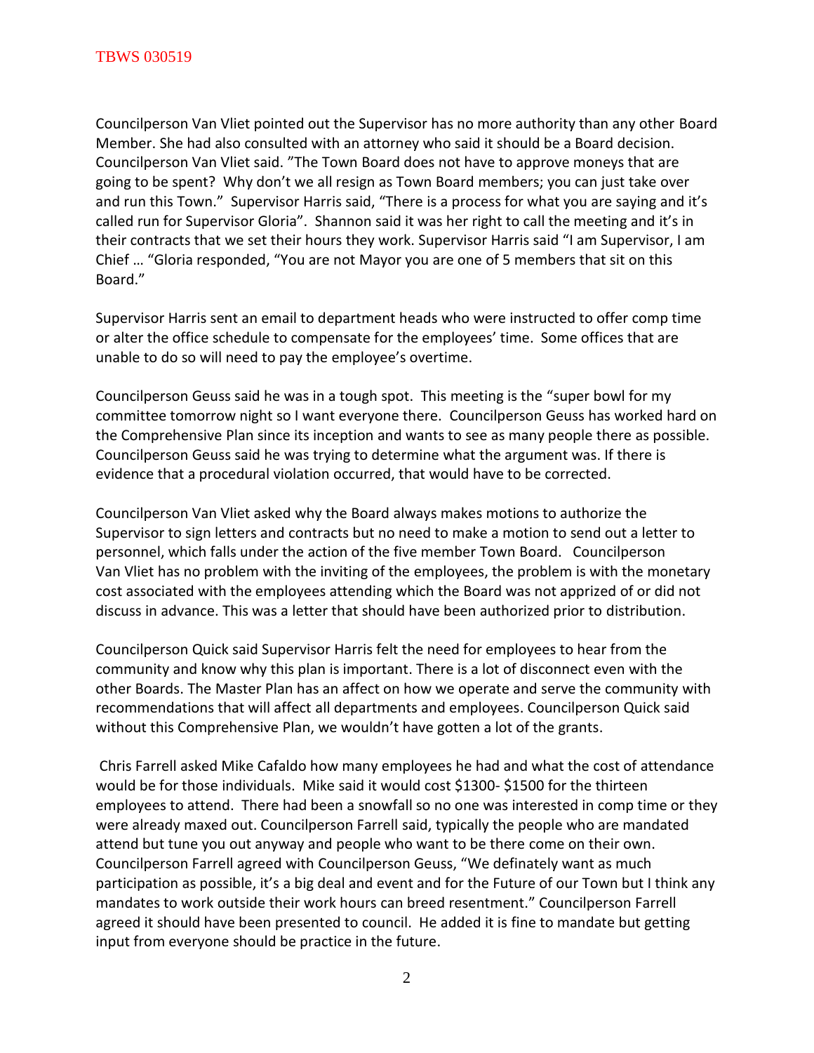Councilperson Van Vliet pointed out the Supervisor has no more authority than any other Board Member. She had also consulted with an attorney who said it should be a Board decision. Councilperson Van Vliet said. "The Town Board does not have to approve moneys that are going to be spent? Why don't we all resign as Town Board members; you can just take over and run this Town." Supervisor Harris said, "There is a process for what you are saying and it's called run for Supervisor Gloria". Shannon said it was her right to call the meeting and it's in their contracts that we set their hours they work. Supervisor Harris said "I am Supervisor, I am Chief … "Gloria responded, "You are not Mayor you are one of 5 members that sit on this Board."

Supervisor Harris sent an email to department heads who were instructed to offer comp time or alter the office schedule to compensate for the employees' time. Some offices that are unable to do so will need to pay the employee's overtime.

Councilperson Geuss said he was in a tough spot. This meeting is the "super bowl for my committee tomorrow night so I want everyone there. Councilperson Geuss has worked hard on the Comprehensive Plan since its inception and wants to see as many people there as possible. Councilperson Geuss said he was trying to determine what the argument was. If there is evidence that a procedural violation occurred, that would have to be corrected.

Councilperson Van Vliet asked why the Board always makes motions to authorize the Supervisor to sign letters and contracts but no need to make a motion to send out a letter to personnel, which falls under the action of the five member Town Board. Councilperson Van Vliet has no problem with the inviting of the employees, the problem is with the monetary cost associated with the employees attending which the Board was not apprized of or did not discuss in advance. This was a letter that should have been authorized prior to distribution.

Councilperson Quick said Supervisor Harris felt the need for employees to hear from the community and know why this plan is important. There is a lot of disconnect even with the other Boards. The Master Plan has an affect on how we operate and serve the community with recommendations that will affect all departments and employees. Councilperson Quick said without this Comprehensive Plan, we wouldn't have gotten a lot of the grants.

Chris Farrell asked Mike Cafaldo how many employees he had and what the cost of attendance would be for those individuals. Mike said it would cost $1300- $1500 for the thirteen employees to attend. There had been a snowfall so no one was interested in comp time or they were already maxed out. Councilperson Farrell said, typically the people who are mandated attend but tune you out anyway and people who want to be there come on their own. Councilperson Farrell agreed with Councilperson Geuss, "We definately want as much participation as possible, it's a big deal and event and for the Future of our Town but I think any mandates to work outside their work hours can breed resentment." Councilperson Farrell agreed it should have been presented to council. He added it is fine to mandate but getting input from everyone should be practice in the future.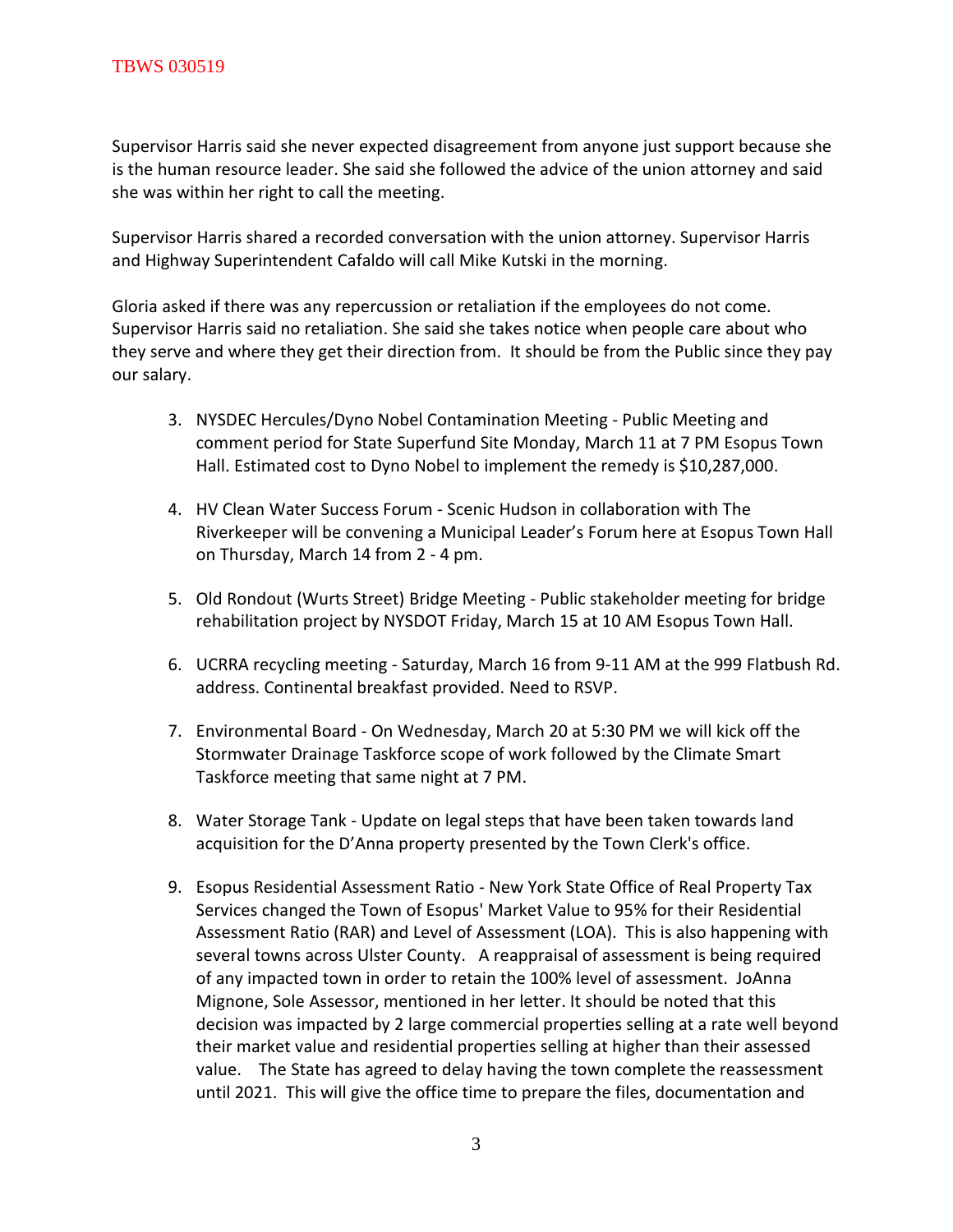Supervisor Harris said she never expected disagreement from anyone just support because she is the human resource leader. She said she followed the advice of the union attorney and said she was within her right to call the meeting.

Supervisor Harris shared a recorded conversation with the union attorney. Supervisor Harris and Highway Superintendent Cafaldo will call Mike Kutski in the morning.

Gloria asked if there was any repercussion or retaliation if the employees do not come. Supervisor Harris said no retaliation. She said she takes notice when people care about who they serve and where they get their direction from. It should be from the Public since they pay our salary.

3. NYSDEC Hercules/Dyno Nobel Contamination Meeting - Public Meeting and comment period for State Superfund Site Monday, March 11 at 7 PM Esopus Town Hall. Estimated cost to Dyno Nobel to implement the remedy is $10,287,000.

4. HV Clean Water Success Forum - Scenic Hudson in collaboration with The Riverkeeper will be convening a Municipal Leader's Forum here at Esopus Town Hall on Thursday, March 14 from 2 - 4 pm.

5. Old Rondout (Wurts Street) Bridge Meeting - Public stakeholder meeting for bridge rehabilitation project by NYSDOT Friday, March 15 at 10 AM Esopus Town Hall.

6. UCRRA recycling meeting - Saturday, March 16 from 9-11 AM at the 999 Flatbush Rd. address. Continental breakfast provided. Need to RSVP.

7. Environmental Board - On Wednesday, March 20 at 5:30 PM we will kick off the Stormwater Drainage Taskforce scope of work followed by the Climate Smart Taskforce meeting that same night at 7 PM.

8. Water Storage Tank - Update on legal steps that have been taken towards land acquisition for the D'Anna property presented by the Town Clerk's office.

9. Esopus Residential Assessment Ratio - New York State Office of Real Property Tax Services changed the Town of Esopus' Market Value to 95% for their Residential Assessment Ratio (RAR) and Level of Assessment (LOA). This is also happening with several towns across Ulster County. A reappraisal of assessment is being required of any impacted town in order to retain the 100% level of assessment. JoAnna Mignone, Sole Assessor, mentioned in her letter. It should be noted that this decision was impacted by 2 large commercial properties selling at a rate well beyond their market value and residential properties selling at higher than their assessed value. The State has agreed to delay having the town complete the reassessment until 2021. This will give the office time to prepare the files, documentation and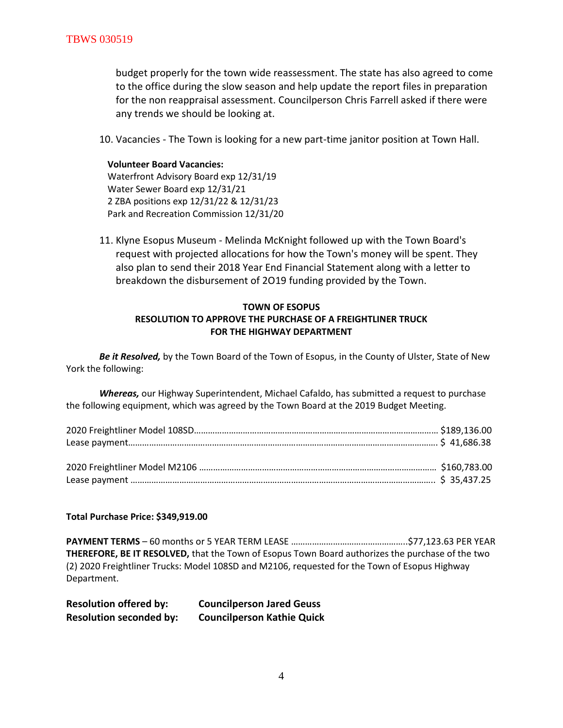budget properly for the town wide reassessment. The state has also agreed to come to the office during the slow season and help update the report files in preparation for the non reappraisal assessment. Councilperson Chris Farrell asked if there were any trends we should be looking at.

10. Vacancies - The Town is looking for a new part-time janitor position at Town Hall.

**Volunteer Board Vacancies:**
Waterfront Advisory Board exp 12/31/19
Water Sewer Board exp 12/31/21
2 ZBA positions exp 12/31/22 & 12/31/23
Park and Recreation Commission 12/31/20

11. Klyne Esopus Museum - Melinda McKnight followed up with the Town Board's request with projected allocations for how the Town's money will be spent. They also plan to send their 2018 Year End Financial Statement along with a letter to breakdown the disbursement of 2O19 funding provided by the Town.

**TOWN OF ESOPUS**
**RESOLUTION TO APPROVE THE PURCHASE OF A FREIGHTLINER TRUCK FOR THE HIGHWAY DEPARTMENT**

***Be it Resolved,*** by the Town Board of the Town of Esopus, in the County of Ulster, State of New York the following:

***Whereas,*** our Highway Superintendent, Michael Cafaldo, has submitted a request to purchase the following equipment, which was agreed by the Town Board at the 2019 Budget Meeting.

2020 Freightliner Model 108SD……………………………………………………………………………………… $189,136.00
Lease payment…………………………………………………………………………………………………………… $ 41,686.38

2020 Freightliner Model M2106 …………………………………………………………………………………… $160,783.00
Lease payment …………………………………………………………………………………………………………… $ 35,437.25

**Total Purchase Price: $349,919.00**

**PAYMENT TERMS** – 60 months or 5 YEAR TERM LEASE …………………………………………..$77,123.63 PER YEAR
**THEREFORE, BE IT RESOLVED,** that the Town of Esopus Town Board authorizes the purchase of the two (2) 2020 Freightliner Trucks: Model 108SD and M2106, requested for the Town of Esopus Highway Department.

**Resolution offered by:** **Councilperson Jared Geuss**
**Resolution seconded by:** **Councilperson Kathie Quick**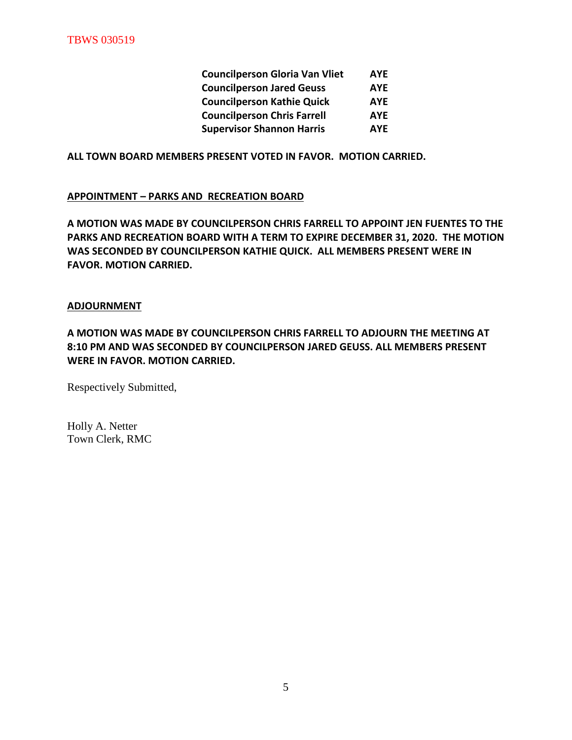| | |
|---|---|
| **Councilperson Gloria Van Vliet** | **AYE** |
| **Councilperson Jared Geuss** | **AYE** |
| **Councilperson Kathie Quick** | **AYE** |
| **Councilperson Chris Farrell** | **AYE** |
| **Supervisor Shannon Harris** | **AYE** |

**ALL TOWN BOARD MEMBERS PRESENT VOTED IN FAVOR. MOTION CARRIED.**

**APPOINTMENT – PARKS AND RECREATION BOARD**

**A MOTION WAS MADE BY COUNCILPERSON CHRIS FARRELL TO APPOINT JEN FUENTES TO THE PARKS AND RECREATION BOARD WITH A TERM TO EXPIRE DECEMBER 31, 2020. THE MOTION WAS SECONDED BY COUNCILPERSON KATHIE QUICK. ALL MEMBERS PRESENT WERE IN FAVOR. MOTION CARRIED.**

**ADJOURNMENT**

**A MOTION WAS MADE BY COUNCILPERSON CHRIS FARRELL TO ADJOURN THE MEETING AT 8:10 PM AND WAS SECONDED BY COUNCILPERSON JARED GEUSS. ALL MEMBERS PRESENT WERE IN FAVOR. MOTION CARRIED.**

Respectively Submitted,

Holly A. Netter
Town Clerk, RMC